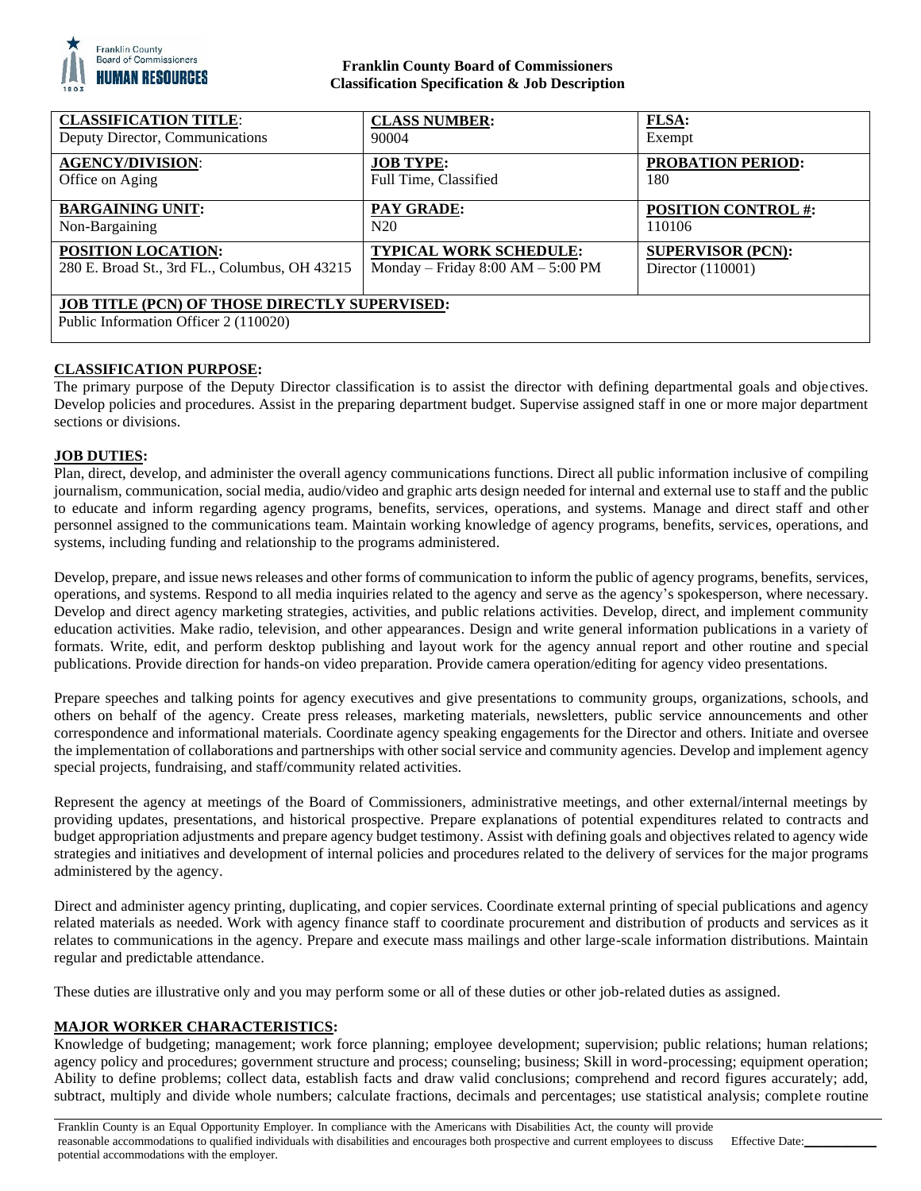# Franklin County Board of Commissioners
## Classification Specification & Job Description

| **CLASSIFICATION TITLE**: | **CLASS NUMBER:** | **FLSA:** |
|---|---|---|
| Deputy Director, Communications | 90004 | Exempt |
| **AGENCY/DIVISION**: | **JOB TYPE:** | **PROBATION PERIOD:** |
| Office on Aging | Full Time, Classified | 180 |
| **BARGAINING UNIT:** | **PAY GRADE:** | **POSITION CONTROL #:** |
| Non-Bargaining | N20 | 110106 |
| **POSITION LOCATION:** | **TYPICAL WORK SCHEDULE:** | **SUPERVISOR (PCN):** |
| 280 E. Broad St., 3rd FL., Columbus, OH 43215 | Monday – Friday 8:00 AM – 5:00 PM | Director (110001) |
| **JOB TITLE (PCN) OF THOSE DIRECTLY SUPERVISED:** Public Information Officer 2 (110020) | | |

**CLASSIFICATION PURPOSE:**

The primary purpose of the Deputy Director classification is to assist the director with defining departmental goals and objectives. Develop policies and procedures. Assist in the preparing department budget. Supervise assigned staff in one or more major department sections or divisions.

**JOB DUTIES:**

Plan, direct, develop, and administer the overall agency communications functions. Direct all public information inclusive of compiling journalism, communication, social media, audio/video and graphic arts design needed for internal and external use to staff and the public to educate and inform regarding agency programs, benefits, services, operations, and systems. Manage and direct staff and other personnel assigned to the communications team. Maintain working knowledge of agency programs, benefits, services, operations, and systems, including funding and relationship to the programs administered.

Develop, prepare, and issue news releases and other forms of communication to inform the public of agency programs, benefits, services, operations, and systems. Respond to all media inquiries related to the agency and serve as the agency's spokesperson, where necessary. Develop and direct agency marketing strategies, activities, and public relations activities. Develop, direct, and implement community education activities. Make radio, television, and other appearances. Design and write general information publications in a variety of formats. Write, edit, and perform desktop publishing and layout work for the agency annual report and other routine and special publications. Provide direction for hands-on video preparation. Provide camera operation/editing for agency video presentations.

Prepare speeches and talking points for agency executives and give presentations to community groups, organizations, schools, and others on behalf of the agency. Create press releases, marketing materials, newsletters, public service announcements and other correspondence and informational materials. Coordinate agency speaking engagements for the Director and others. Initiate and oversee the implementation of collaborations and partnerships with other social service and community agencies. Develop and implement agency special projects, fundraising, and staff/community related activities.

Represent the agency at meetings of the Board of Commissioners, administrative meetings, and other external/internal meetings by providing updates, presentations, and historical prospective. Prepare explanations of potential expenditures related to contracts and budget appropriation adjustments and prepare agency budget testimony. Assist with defining goals and objectives related to agency wide strategies and initiatives and development of internal policies and procedures related to the delivery of services for the major programs administered by the agency.

Direct and administer agency printing, duplicating, and copier services. Coordinate external printing of special publications and agency related materials as needed. Work with agency finance staff to coordinate procurement and distribution of products and services as it relates to communications in the agency. Prepare and execute mass mailings and other large-scale information distributions. Maintain regular and predictable attendance.

These duties are illustrative only and you may perform some or all of these duties or other job-related duties as assigned.

**MAJOR WORKER CHARACTERISTICS:**

Knowledge of budgeting; management; work force planning; employee development; supervision; public relations; human relations; agency policy and procedures; government structure and process; counseling; business; Skill in word-processing; equipment operation; Ability to define problems; collect data, establish facts and draw valid conclusions; comprehend and record figures accurately; add, subtract, multiply and divide whole numbers; calculate fractions, decimals and percentages; use statistical analysis; complete routine

Franklin County is an Equal Opportunity Employer. In compliance with the Americans with Disabilities Act, the county will provide reasonable accommodations to qualified individuals with disabilities and encourages both prospective and current employees to discuss potential accommodations with the employer.

Effective Date: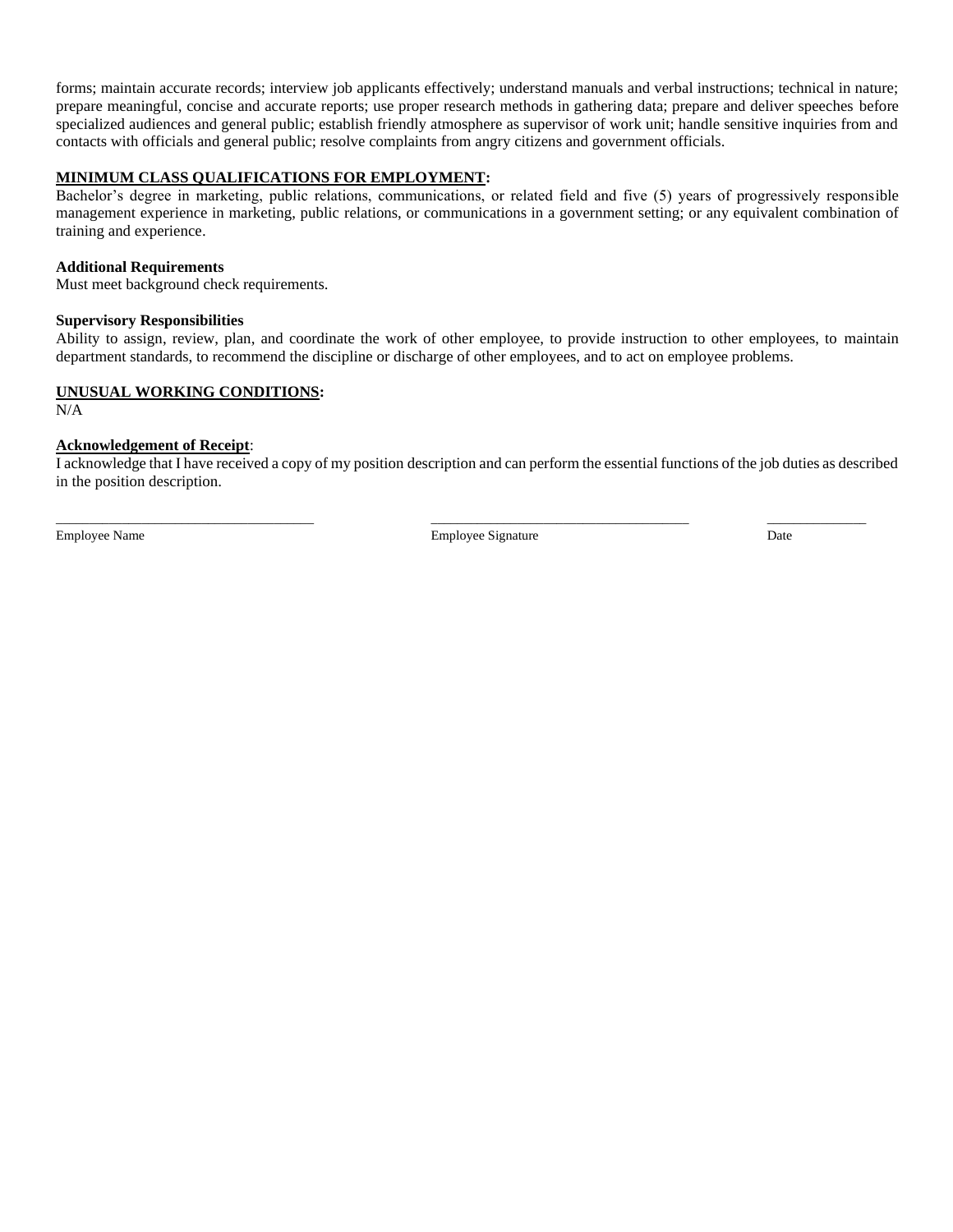forms; maintain accurate records; interview job applicants effectively; understand manuals and verbal instructions; technical in nature; prepare meaningful, concise and accurate reports; use proper research methods in gathering data; prepare and deliver speeches before specialized audiences and general public; establish friendly atmosphere as supervisor of work unit; handle sensitive inquiries from and contacts with officials and general public; resolve complaints from angry citizens and government officials.

**MINIMUM CLASS QUALIFICATIONS FOR EMPLOYMENT:**
Bachelor's degree in marketing, public relations, communications, or related field and five (5) years of progressively responsible management experience in marketing, public relations, or communications in a government setting; or any equivalent combination of training and experience.

**Additional Requirements**
Must meet background check requirements.

**Supervisory Responsibilities**
Ability to assign, review, plan, and coordinate the work of other employee, to provide instruction to other employees, to maintain department standards, to recommend the discipline or discharge of other employees, and to act on employee problems.

**UNUSUAL WORKING CONDITIONS:**
N/A

**Acknowledgement of Receipt**:
I acknowledge that I have received a copy of my position description and can perform the essential functions of the job duties as described in the position description.

| | | |
|---|---|---|
| ___________________________________ | ___________________________________ | ______________ |
| Employee Name | Employee Signature | Date |